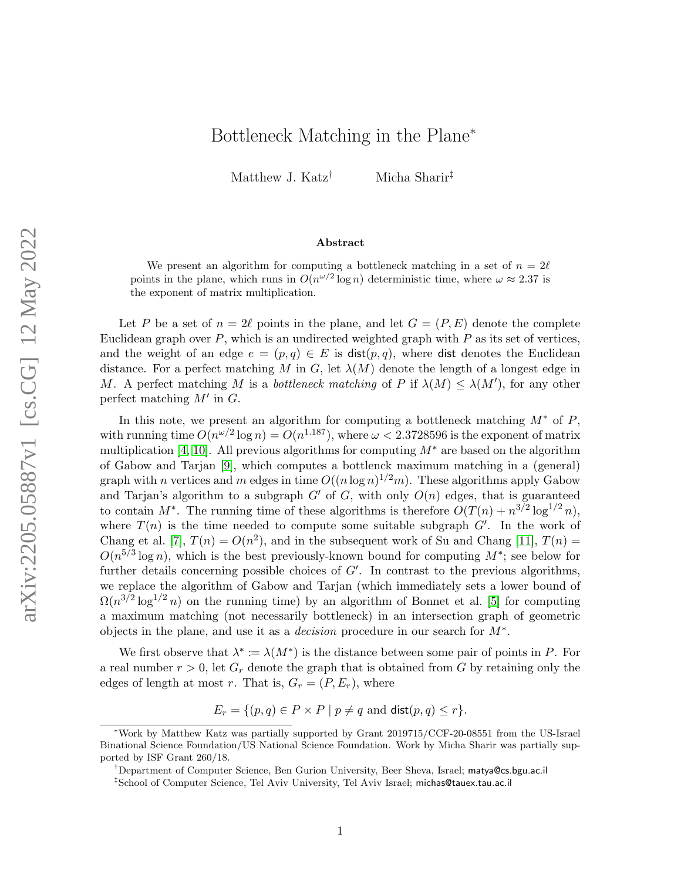# Bottleneck Matching in the Plane*

Matthew J. Katz[†] Micha Sharir[‡]

### Abstract

We present an algorithm for computing a bottleneck matching in a set of $n = 2\ell$ points in the plane, which runs in $O(n^{\omega/2} \log n)$ deterministic time, where $\omega \approx 2.37$ is the exponent of matrix multiplication.

Let $P$ be a set of $n = 2\ell$ points in the plane, and let $G = (P, E)$ denote the complete Euclidean graph over $P$, which is an undirected weighted graph with $P$ as its set of vertices, and the weight of an edge $e = (p, q) \in E$ is $\mathsf{dist}(p, q)$, where $\mathsf{dist}$ denotes the Euclidean distance. For a perfect matching $M$ in $G$, let $\lambda(M)$ denote the length of a longest edge in $M$. A perfect matching $M$ is a *bottleneck matching* of $P$ if $\lambda(M) \le \lambda(M')$, for any other perfect matching $M'$ in $G$.

In this note, we present an algorithm for computing a bottleneck matching $M^*$ of $P$, with running time $O(n^{\omega/2} \log n) = O(n^{1.187})$, where $\omega < 2.3728596$ is the exponent of matrix multiplication [4, 10]. All previous algorithms for computing $M^*$ are based on the algorithm of Gabow and Tarjan [9], which computes a bottleneck maximum matching in a (general) graph with $n$ vertices and $m$ edges in time $O((n \log n)^{1/2} m)$. These algorithms apply Gabow and Tarjan's algorithm to a subgraph $G'$ of $G$, with only $O(n)$ edges, that is guaranteed to contain $M^*$. The running time of these algorithms is therefore $O(T(n) + n^{3/2} \log^{1/2} n)$, where $T(n)$ is the time needed to compute some suitable subgraph $G'$. In the work of Chang et al. [7], $T(n) = O(n^2)$, and in the subsequent work of Su and Chang [11], $T(n) = O(n^{5/3} \log n)$, which is the best previously-known bound for computing $M^*$; see below for further details concerning possible choices of $G'$. In contrast to the previous algorithms, we replace the algorithm of Gabow and Tarjan (which immediately sets a lower bound of $\Omega(n^{3/2} \log^{1/2} n)$ on the running time) by an algorithm of Bonnet et al. [5] for computing a maximum matching (not necessarily bottleneck) in an intersection graph of geometric objects in the plane, and use it as a *decision* procedure in our search for $M^*$.

We first observe that $\lambda^* := \lambda(M^*)$ is the distance between some pair of points in $P$. For a real number $r > 0$, let $G_r$ denote the graph that is obtained from $G$ by retaining only the edges of length at most $r$. That is, $G_r = (P, E_r)$, where

$$E_r = \{(p, q) \in P \times P \mid p \neq q \text{ and } \mathsf{dist}(p, q) \le r\}.$$

---

*Work by Matthew Katz was partially supported by Grant 2019715/CCF-20-08551 from the US-Israel Binational Science Foundation/US National Science Foundation. Work by Micha Sharir was partially supported by ISF Grant 260/18.

[†]Department of Computer Science, Ben Gurion University, Beer Sheva, Israel; matya@cs.bgu.ac.il

[‡]School of Computer Science, Tel Aviv University, Tel Aviv Israel; michas@tauex.tau.ac.il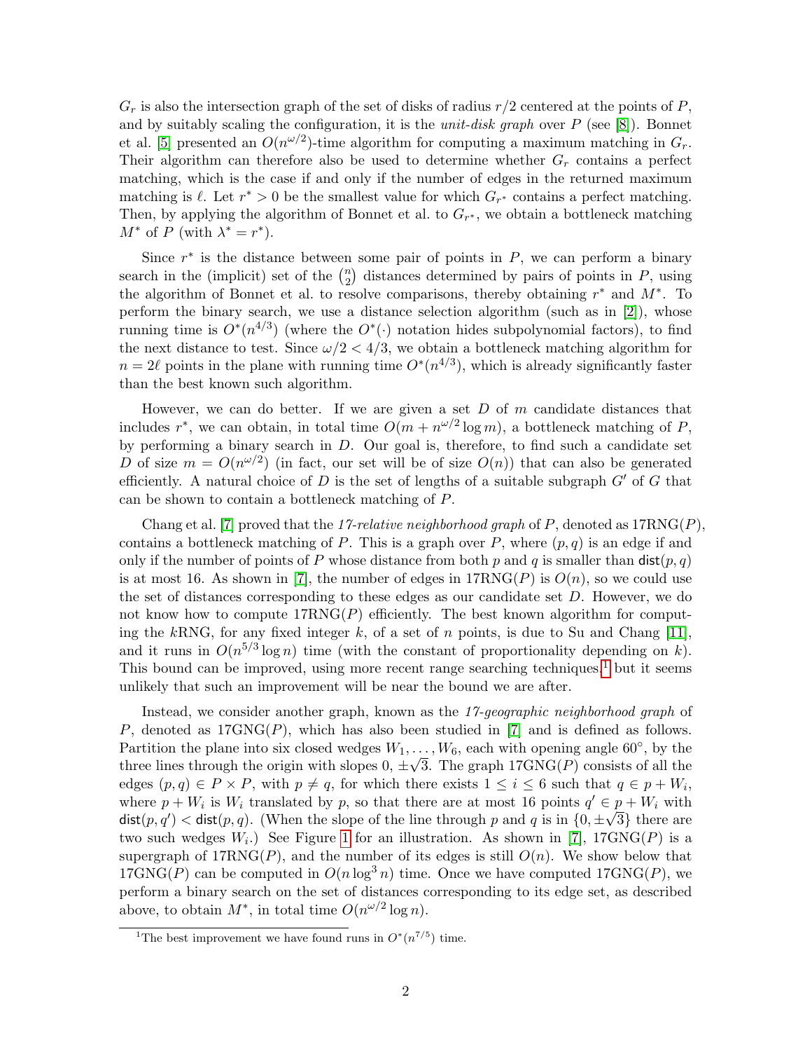$G_r$ is also the intersection graph of the set of disks of radius $r/2$ centered at the points of $P$, and by suitably scaling the configuration, it is the *unit-disk graph* over $P$ (see [8]). Bonnet et al. [5] presented an $O(n^{\omega/2})$-time algorithm for computing a maximum matching in $G_r$. Their algorithm can therefore also be used to determine whether $G_r$ contains a perfect matching, which is the case if and only if the number of edges in the returned maximum matching is $\ell$. Let $r^* > 0$ be the smallest value for which $G_{r^*}$ contains a perfect matching. Then, by applying the algorithm of Bonnet et al. to $G_{r^*}$, we obtain a bottleneck matching $M^*$ of $P$ (with $\lambda^* = r^*$).

Since $r^*$ is the distance between some pair of points in $P$, we can perform a binary search in the (implicit) set of the $\binom{n}{2}$ distances determined by pairs of points in $P$, using the algorithm of Bonnet et al. to resolve comparisons, thereby obtaining $r^*$ and $M^*$. To perform the binary search, we use a distance selection algorithm (such as in [2]), whose running time is $O^*(n^{4/3})$ (where the $O^*(\cdot)$ notation hides subpolynomial factors), to find the next distance to test. Since $\omega/2 < 4/3$, we obtain a bottleneck matching algorithm for $n = 2\ell$ points in the plane with running time $O^*(n^{4/3})$, which is already significantly faster than the best known such algorithm.

However, we can do better. If we are given a set $D$ of $m$ candidate distances that includes $r^*$, we can obtain, in total time $O(m + n^{\omega/2} \log m)$, a bottleneck matching of $P$, by performing a binary search in $D$. Our goal is, therefore, to find such a candidate set $D$ of size $m = O(n^{\omega/2})$ (in fact, our set will be of size $O(n)$) that can also be generated efficiently. A natural choice of $D$ is the set of lengths of a suitable subgraph $G'$ of $G$ that can be shown to contain a bottleneck matching of $P$.

Chang et al. [7] proved that the *17-relative neighborhood graph* of $P$, denoted as $17\text{RNG}(P)$, contains a bottleneck matching of $P$. This is a graph over $P$, where $(p, q)$ is an edge if and only if the number of points of $P$ whose distance from both $p$ and $q$ is smaller than $\mathsf{dist}(p, q)$ is at most 16. As shown in [7], the number of edges in $17\text{RNG}(P)$ is $O(n)$, so we could use the set of distances corresponding to these edges as our candidate set $D$. However, we do not know how to compute $17\text{RNG}(P)$ efficiently. The best known algorithm for computing the $k$RNG, for any fixed integer $k$, of a set of $n$ points, is due to Su and Chang [11], and it runs in $O(n^{5/3} \log n)$ time (with the constant of proportionality depending on $k$). This bound can be improved, using more recent range searching techniques,[1] but it seems unlikely that such an improvement will be near the bound we are after.

Instead, we consider another graph, known as the *17-geographic neighborhood graph* of $P$, denoted as $17\text{GNG}(P)$, which has also been studied in [7] and is defined as follows. Partition the plane into six closed wedges $W_1, \ldots, W_6$, each with opening angle $60^\circ$, by the three lines through the origin with slopes $0, \pm\sqrt{3}$. The graph $17\text{GNG}(P)$ consists of all the edges $(p, q) \in P \times P$, with $p \neq q$, for which there exists $1 \leq i \leq 6$ such that $q \in p + W_i$, where $p + W_i$ is $W_i$ translated by $p$, so that there are at most 16 points $q' \in p + W_i$ with $\mathsf{dist}(p, q') < \mathsf{dist}(p, q)$. (When the slope of the line through $p$ and $q$ is in $\{0, \pm\sqrt{3}\}$ there are two such wedges $W_i$.) See Figure 1 for an illustration. As shown in [7], $17\text{GNG}(P)$ is a supergraph of $17\text{RNG}(P)$, and the number of its edges is still $O(n)$. We show below that $17\text{GNG}(P)$ can be computed in $O(n \log^3 n)$ time. Once we have computed $17\text{GNG}(P)$, we perform a binary search on the set of distances corresponding to its edge set, as described above, to obtain $M^*$, in total time $O(n^{\omega/2} \log n)$.

[1] The best improvement we have found runs in $O^*(n^{7/5})$ time.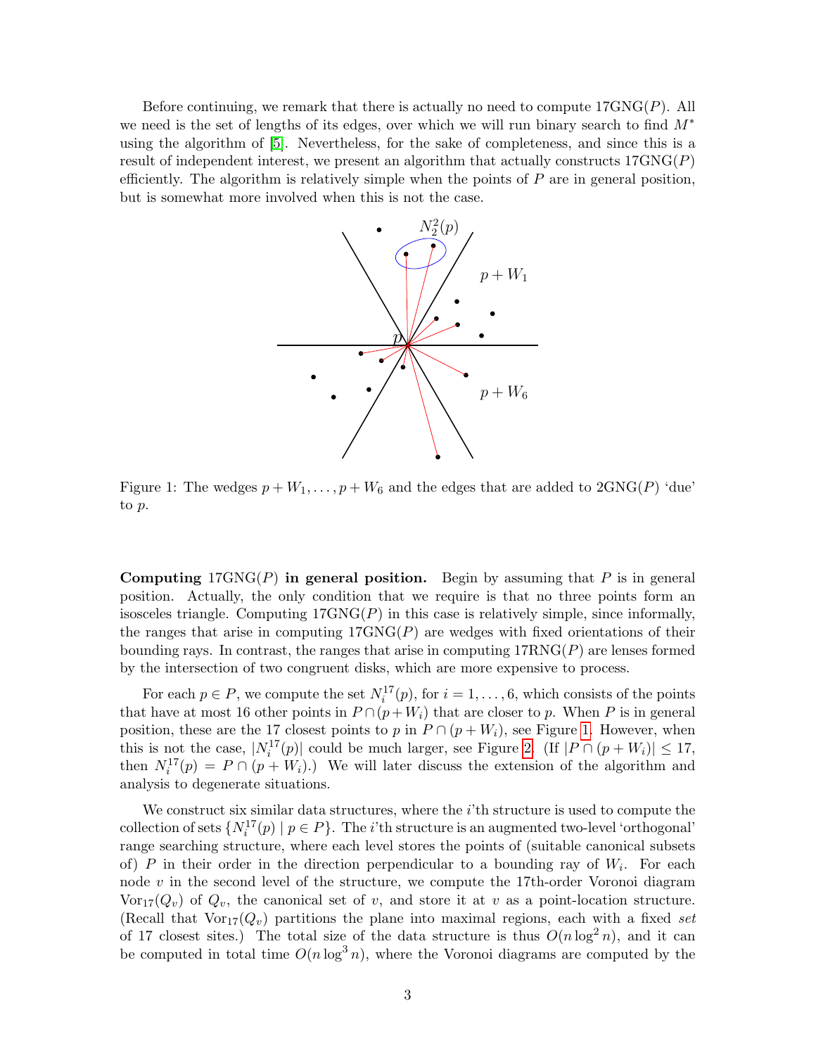Before continuing, we remark that there is actually no need to compute $17\text{GNG}(P)$. All we need is the set of lengths of its edges, over which we will run binary search to find $M^*$ using the algorithm of [5]. Nevertheless, for the sake of completeness, and since this is a result of independent interest, we present an algorithm that actually constructs $17\text{GNG}(P)$ efficiently. The algorithm is relatively simple when the points of $P$ are in general position, but is somewhat more involved when this is not the case.

Figure 1: The wedges $p + W_1, \ldots, p + W_6$ and the edges that are added to $2\text{GNG}(P)$ 'due' to $p$.

**Computing $17\text{GNG}(P)$ in general position.** Begin by assuming that $P$ is in general position. Actually, the only condition that we require is that no three points form an isosceles triangle. Computing $17\text{GNG}(P)$ in this case is relatively simple, since informally, the ranges that arise in computing $17\text{GNG}(P)$ are wedges with fixed orientations of their bounding rays. In contrast, the ranges that arise in computing $17\text{RNG}(P)$ are lenses formed by the intersection of two congruent disks, which are more expensive to process.

For each $p \in P$, we compute the set $N_i^{17}(p)$, for $i = 1, \ldots, 6$, which consists of the points that have at most 16 other points in $P \cap (p + W_i)$ that are closer to $p$. When $P$ is in general position, these are the 17 closest points to $p$ in $P \cap (p + W_i)$, see Figure 1. However, when this is not the case, $|N_i^{17}(p)|$ could be much larger, see Figure 2. (If $|P \cap (p + W_i)| \leq 17$, then $N_i^{17}(p) = P \cap (p + W_i)$.) We will later discuss the extension of the algorithm and analysis to degenerate situations.

We construct six similar data structures, where the $i$'th structure is used to compute the collection of sets $\{N_i^{17}(p) \mid p \in P\}$. The $i$'th structure is an augmented two-level 'orthogonal' range searching structure, where each level stores the points of (suitable canonical subsets of) $P$ in their order in the direction perpendicular to a bounding ray of $W_i$. For each node $v$ in the second level of the structure, we compute the 17th-order Voronoi diagram $\text{Vor}_{17}(Q_v)$ of $Q_v$, the canonical set of $v$, and store it at $v$ as a point-location structure. (Recall that $\text{Vor}_{17}(Q_v)$ partitions the plane into maximal regions, each with a fixed *set* of 17 closest sites.) The total size of the data structure is thus $O(n \log^2 n)$, and it can be computed in total time $O(n \log^3 n)$, where the Voronoi diagrams are computed by the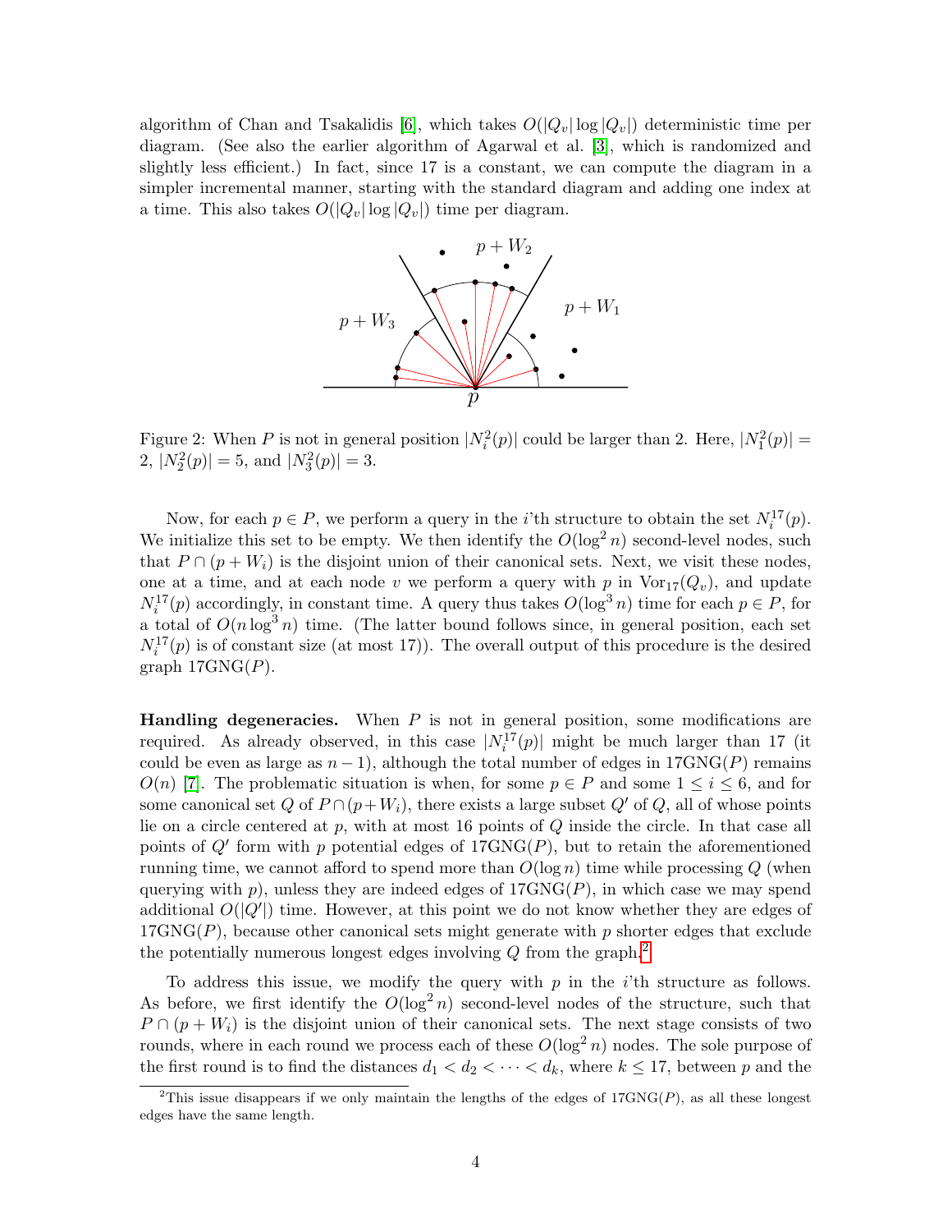algorithm of Chan and Tsakalidis [6], which takes $O(|Q_v| \log |Q_v|)$ deterministic time per diagram. (See also the earlier algorithm of Agarwal et al. [3], which is randomized and slightly less efficient.) In fact, since 17 is a constant, we can compute the diagram in a simpler incremental manner, starting with the standard diagram and adding one index at a time. This also takes $O(|Q_v| \log |Q_v|)$ time per diagram.

Figure 2: When $P$ is not in general position $|N_i^2(p)|$ could be larger than 2. Here, $|N_1^2(p)| = 2$, $|N_2^2(p)| = 5$, and $|N_3^2(p)| = 3$.

Now, for each $p \in P$, we perform a query in the $i$'th structure to obtain the set $N_i^{17}(p)$. We initialize this set to be empty. We then identify the $O(\log^2 n)$ second-level nodes, such that $P \cap (p + W_i)$ is the disjoint union of their canonical sets. Next, we visit these nodes, one at a time, and at each node $v$ we perform a query with $p$ in $\mathrm{Vor}_{17}(Q_v)$, and update $N_i^{17}(p)$ accordingly, in constant time. A query thus takes $O(\log^3 n)$ time for each $p \in P$, for a total of $O(n \log^3 n)$ time. (The latter bound follows since, in general position, each set $N_i^{17}(p)$ is of constant size (at most 17)). The overall output of this procedure is the desired graph $17\mathrm{GNG}(P)$.

**Handling degeneracies.** When $P$ is not in general position, some modifications are required. As already observed, in this case $|N_i^{17}(p)|$ might be much larger than 17 (it could be even as large as $n - 1$), although the total number of edges in $17\mathrm{GNG}(P)$ remains $O(n)$ [7]. The problematic situation is when, for some $p \in P$ and some $1 \leq i \leq 6$, and for some canonical set $Q$ of $P \cap (p + W_i)$, there exists a large subset $Q'$ of $Q$, all of whose points lie on a circle centered at $p$, with at most 16 points of $Q$ inside the circle. In that case all points of $Q'$ form with $p$ potential edges of $17\mathrm{GNG}(P)$, but to retain the aforementioned running time, we cannot afford to spend more than $O(\log n)$ time while processing $Q$ (when querying with $p$), unless they are indeed edges of $17\mathrm{GNG}(P)$, in which case we may spend additional $O(|Q'|)$ time. However, at this point we do not know whether they are edges of $17\mathrm{GNG}(P)$, because other canonical sets might generate with $p$ shorter edges that exclude the potentially numerous longest edges involving $Q$ from the graph.[2]

To address this issue, we modify the query with $p$ in the $i$'th structure as follows. As before, we first identify the $O(\log^2 n)$ second-level nodes of the structure, such that $P \cap (p + W_i)$ is the disjoint union of their canonical sets. The next stage consists of two rounds, where in each round we process each of these $O(\log^2 n)$ nodes. The sole purpose of the first round is to find the distances $d_1 < d_2 < \cdots < d_k$, where $k \leq 17$, between $p$ and the

[2] This issue disappears if we only maintain the lengths of the edges of $17\mathrm{GNG}(P)$, as all these longest edges have the same length.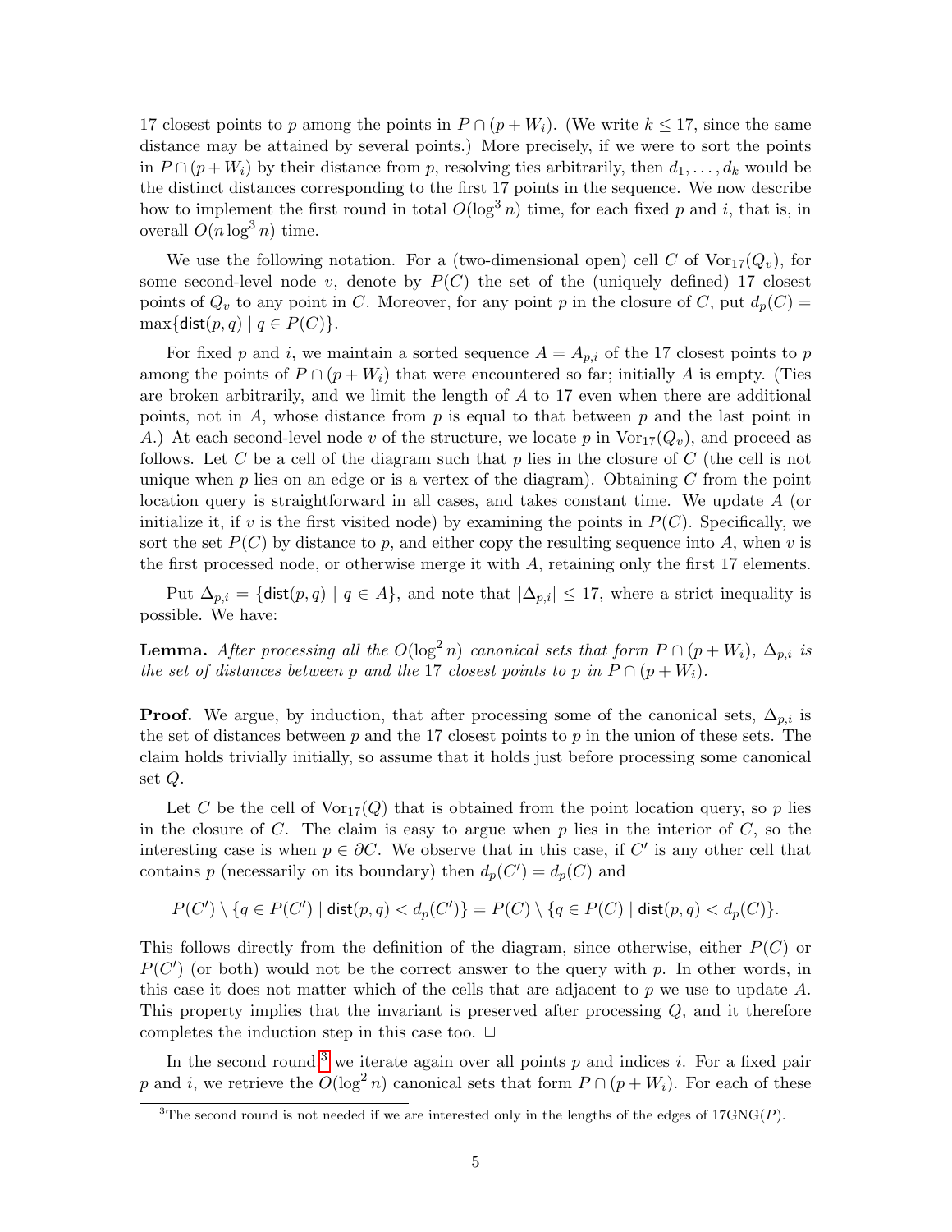17 closest points to $p$ among the points in $P \cap (p + W_i)$. (We write $k \le 17$, since the same distance may be attained by several points.) More precisely, if we were to sort the points in $P \cap (p + W_i)$ by their distance from $p$, resolving ties arbitrarily, then $d_1, \ldots, d_k$ would be the distinct distances corresponding to the first 17 points in the sequence. We now describe how to implement the first round in total $O(\log^3 n)$ time, for each fixed $p$ and $i$, that is, in overall $O(n \log^3 n)$ time.

We use the following notation. For a (two-dimensional open) cell $C$ of $\mathrm{Vor}_{17}(Q_v)$, for some second-level node $v$, denote by $P(C)$ the set of the (uniquely defined) 17 closest points of $Q_v$ to any point in $C$. Moreover, for any point $p$ in the closure of $C$, put $d_p(C) = \max\{\mathsf{dist}(p, q) \mid q \in P(C)\}$.

For fixed $p$ and $i$, we maintain a sorted sequence $A = A_{p,i}$ of the 17 closest points to $p$ among the points of $P \cap (p + W_i)$ that were encountered so far; initially $A$ is empty. (Ties are broken arbitrarily, and we limit the length of $A$ to 17 even when there are additional points, not in $A$, whose distance from $p$ is equal to that between $p$ and the last point in $A$.) At each second-level node $v$ of the structure, we locate $p$ in $\mathrm{Vor}_{17}(Q_v)$, and proceed as follows. Let $C$ be a cell of the diagram such that $p$ lies in the closure of $C$ (the cell is not unique when $p$ lies on an edge or is a vertex of the diagram). Obtaining $C$ from the point location query is straightforward in all cases, and takes constant time. We update $A$ (or initialize it, if $v$ is the first visited node) by examining the points in $P(C)$. Specifically, we sort the set $P(C)$ by distance to $p$, and either copy the resulting sequence into $A$, when $v$ is the first processed node, or otherwise merge it with $A$, retaining only the first 17 elements.

Put $\Delta_{p,i} = \{\mathsf{dist}(p, q) \mid q \in A\}$, and note that $|\Delta_{p,i}| \le 17$, where a strict inequality is possible. We have:

**Lemma.** *After processing all the $O(\log^2 n)$ canonical sets that form $P \cap (p + W_i)$, $\Delta_{p,i}$ is the set of distances between $p$ and the 17 closest points to $p$ in $P \cap (p + W_i)$.*

**Proof.** We argue, by induction, that after processing some of the canonical sets, $\Delta_{p,i}$ is the set of distances between $p$ and the 17 closest points to $p$ in the union of these sets. The claim holds trivially initially, so assume that it holds just before processing some canonical set $Q$.

Let $C$ be the cell of $\mathrm{Vor}_{17}(Q)$ that is obtained from the point location query, so $p$ lies in the closure of $C$. The claim is easy to argue when $p$ lies in the interior of $C$, so the interesting case is when $p \in \partial C$. We observe that in this case, if $C'$ is any other cell that contains $p$ (necessarily on its boundary) then $d_p(C') = d_p(C)$ and

$$P(C') \setminus \{q \in P(C') \mid \mathsf{dist}(p, q) < d_p(C')\} = P(C) \setminus \{q \in P(C) \mid \mathsf{dist}(p, q) < d_p(C)\}.$$

This follows directly from the definition of the diagram, since otherwise, either $P(C)$ or $P(C')$ (or both) would not be the correct answer to the query with $p$. In other words, in this case it does not matter which of the cells that are adjacent to $p$ we use to update $A$. This property implies that the invariant is preserved after processing $Q$, and it therefore completes the induction step in this case too. $\Box$

In the second round,[3] we iterate again over all points $p$ and indices $i$. For a fixed pair $p$ and $i$, we retrieve the $O(\log^2 n)$ canonical sets that form $P \cap (p + W_i)$. For each of these

[3] The second round is not needed if we are interested only in the lengths of the edges of $17\mathrm{GNG}(P)$.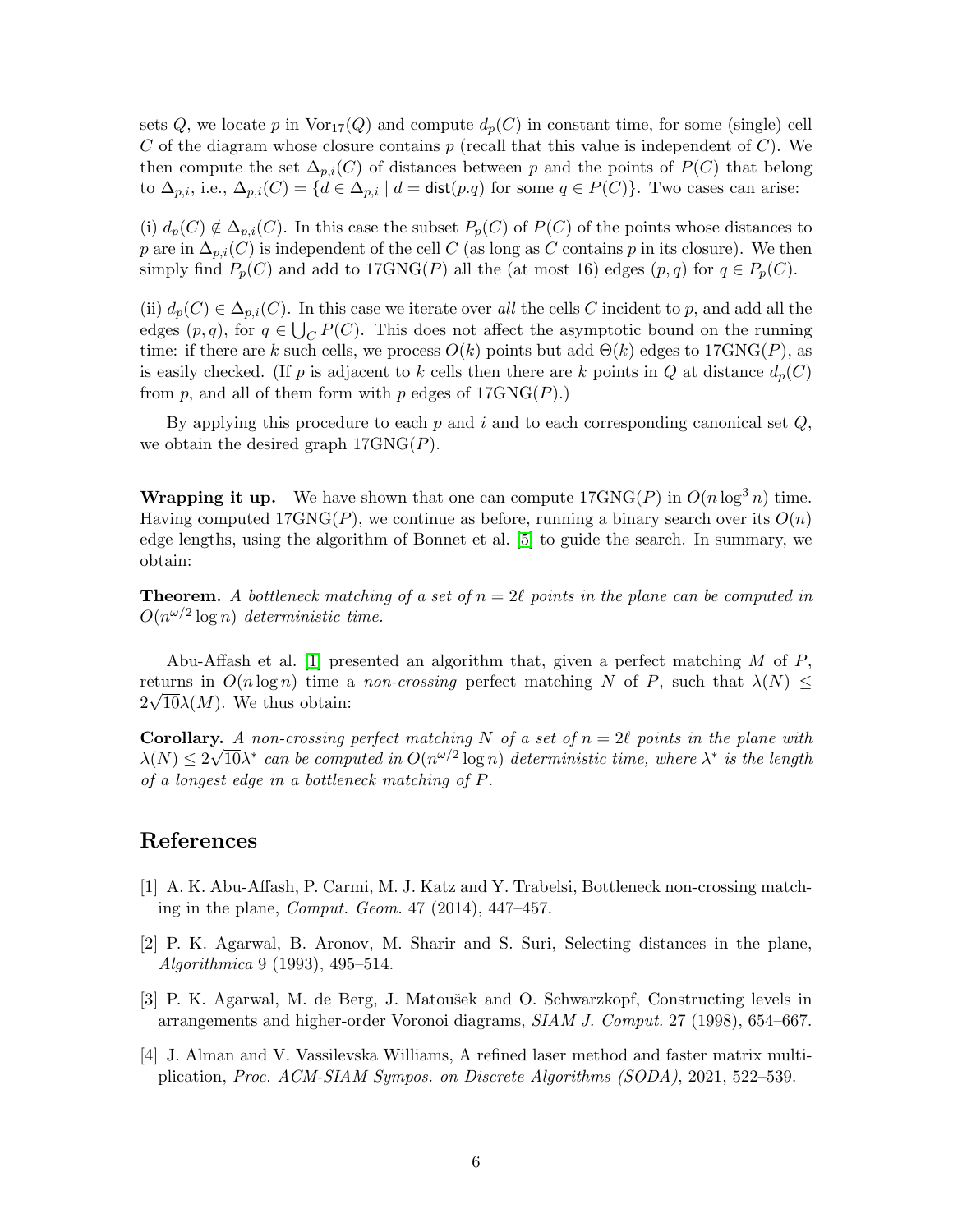sets $Q$, we locate $p$ in $\mathrm{Vor}_{17}(Q)$ and compute $d_p(C)$ in constant time, for some (single) cell $C$ of the diagram whose closure contains $p$ (recall that this value is independent of $C$). We then compute the set $\Delta_{p,i}(C)$ of distances between $p$ and the points of $P(C)$ that belong to $\Delta_{p,i}$, i.e., $\Delta_{p,i}(C) = \{d \in \Delta_{p,i} \mid d = \mathsf{dist}(p.q) \text{ for some } q \in P(C)\}$. Two cases can arise:

(i) $d_p(C) \notin \Delta_{p,i}(C)$. In this case the subset $P_p(C)$ of $P(C)$ of the points whose distances to $p$ are in $\Delta_{p,i}(C)$ is independent of the cell $C$ (as long as $C$ contains $p$ in its closure). We then simply find $P_p(C)$ and add to $17\mathrm{GNG}(P)$ all the (at most 16) edges $(p, q)$ for $q \in P_p(C)$.

(ii) $d_p(C) \in \Delta_{p,i}(C)$. In this case we iterate over *all* the cells $C$ incident to $p$, and add all the edges $(p, q)$, for $q \in \bigcup_C P(C)$. This does not affect the asymptotic bound on the running time: if there are $k$ such cells, we process $O(k)$ points but add $\Theta(k)$ edges to $17\mathrm{GNG}(P)$, as is easily checked. (If $p$ is adjacent to $k$ cells then there are $k$ points in $Q$ at distance $d_p(C)$ from $p$, and all of them form with $p$ edges of $17\mathrm{GNG}(P)$.)

By applying this procedure to each $p$ and $i$ and to each corresponding canonical set $Q$, we obtain the desired graph $17\mathrm{GNG}(P)$.

**Wrapping it up.** We have shown that one can compute $17\mathrm{GNG}(P)$ in $O(n \log^3 n)$ time. Having computed $17\mathrm{GNG}(P)$, we continue as before, running a binary search over its $O(n)$ edge lengths, using the algorithm of Bonnet et al. [5] to guide the search. In summary, we obtain:

**Theorem.** *A bottleneck matching of a set of $n = 2\ell$ points in the plane can be computed in $O(n^{\omega/2} \log n)$ deterministic time.*

Abu-Affash et al. [1] presented an algorithm that, given a perfect matching $M$ of $P$, returns in $O(n \log n)$ time a *non-crossing* perfect matching $N$ of $P$, such that $\lambda(N) \leq 2\sqrt{10}\lambda(M)$. We thus obtain:

**Corollary.** *A non-crossing perfect matching $N$ of a set of $n = 2\ell$ points in the plane with $\lambda(N) \leq 2\sqrt{10}\lambda^*$ can be computed in $O(n^{\omega/2} \log n)$ deterministic time, where $\lambda^*$ is the length of a longest edge in a bottleneck matching of $P$.*

## References

[1] A. K. Abu-Affash, P. Carmi, M. J. Katz and Y. Trabelsi, Bottleneck non-crossing matching in the plane, *Comput. Geom.* 47 (2014), 447–457.

[2] P. K. Agarwal, B. Aronov, M. Sharir and S. Suri, Selecting distances in the plane, *Algorithmica* 9 (1993), 495–514.

[3] P. K. Agarwal, M. de Berg, J. Matoušek and O. Schwarzkopf, Constructing levels in arrangements and higher-order Voronoi diagrams, *SIAM J. Comput.* 27 (1998), 654–667.

[4] J. Alman and V. Vassilevska Williams, A refined laser method and faster matrix multiplication, *Proc. ACM-SIAM Sympos. on Discrete Algorithms (SODA)*, 2021, 522–539.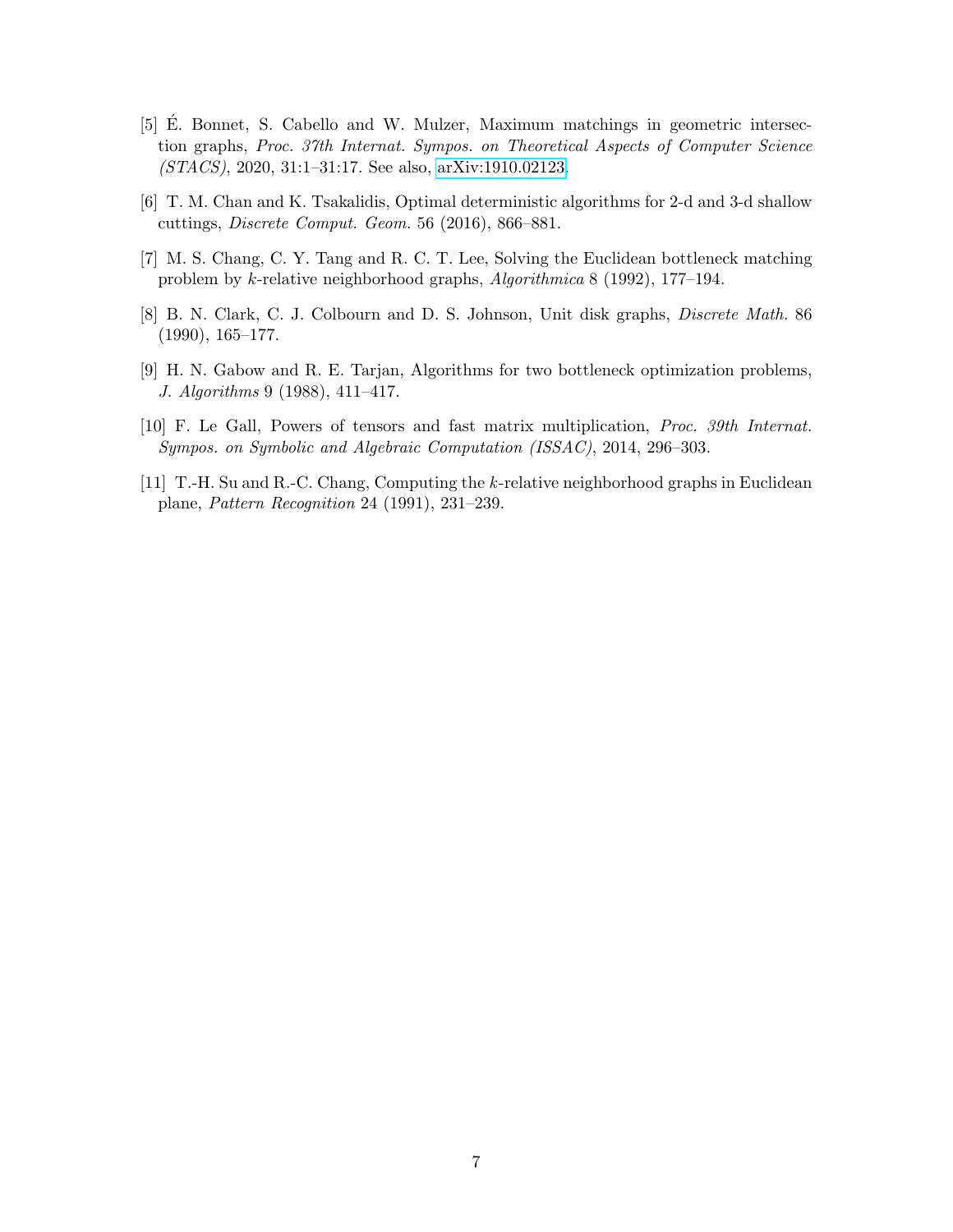[5] É. Bonnet, S. Cabello and W. Mulzer, Maximum matchings in geometric intersection graphs, *Proc. 37th Internat. Sympos. on Theoretical Aspects of Computer Science (STACS)*, 2020, 31:1–31:17. See also, arXiv:1910.02123.

[6] T. M. Chan and K. Tsakalidis, Optimal deterministic algorithms for 2-d and 3-d shallow cuttings, *Discrete Comput. Geom.* 56 (2016), 866–881.

[7] M. S. Chang, C. Y. Tang and R. C. T. Lee, Solving the Euclidean bottleneck matching problem by $k$-relative neighborhood graphs, *Algorithmica* 8 (1992), 177–194.

[8] B. N. Clark, C. J. Colbourn and D. S. Johnson, Unit disk graphs, *Discrete Math.* 86 (1990), 165–177.

[9] H. N. Gabow and R. E. Tarjan, Algorithms for two bottleneck optimization problems, *J. Algorithms* 9 (1988), 411–417.

[10] F. Le Gall, Powers of tensors and fast matrix multiplication, *Proc. 39th Internat. Sympos. on Symbolic and Algebraic Computation (ISSAC)*, 2014, 296–303.

[11] T.-H. Su and R.-C. Chang, Computing the $k$-relative neighborhood graphs in Euclidean plane, *Pattern Recognition* 24 (1991), 231–239.